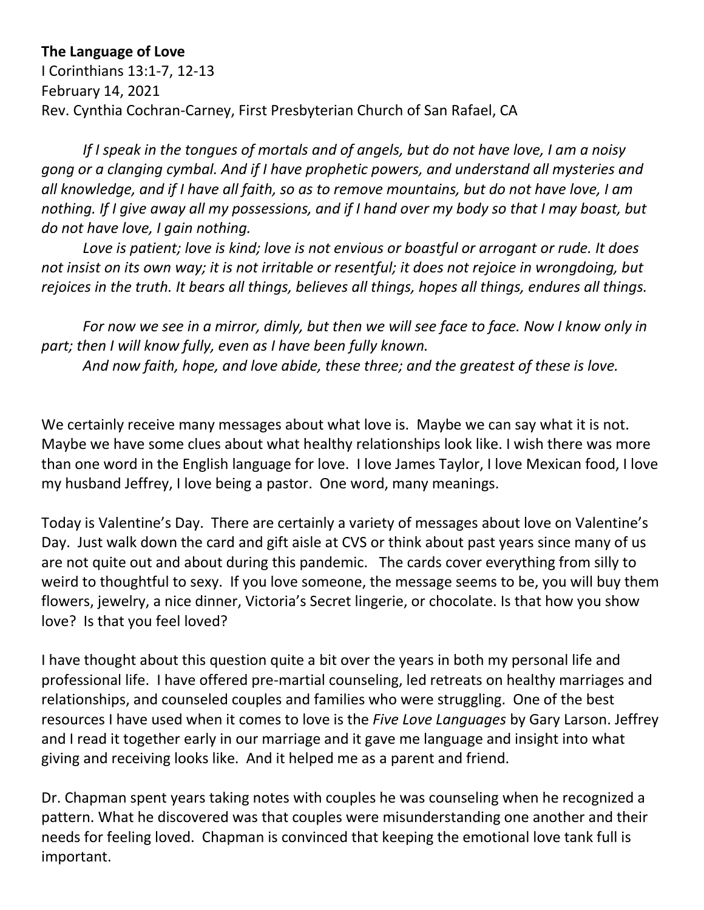**The Language of Love**
I Corinthians 13:1-7, 12-13
February 14, 2021
Rev. Cynthia Cochran-Carney, First Presbyterian Church of San Rafael, CA

*If I speak in the tongues of mortals and of angels, but do not have love, I am a noisy gong or a clanging cymbal. And if I have prophetic powers, and understand all mysteries and all knowledge, and if I have all faith, so as to remove mountains, but do not have love, I am nothing. If I give away all my possessions, and if I hand over my body so that I may boast, but do not have love, I gain nothing.*

*Love is patient; love is kind; love is not envious or boastful or arrogant or rude. It does not insist on its own way; it is not irritable or resentful; it does not rejoice in wrongdoing, but rejoices in the truth. It bears all things, believes all things, hopes all things, endures all things.*

*For now we see in a mirror, dimly, but then we will see face to face. Now I know only in part; then I will know fully, even as I have been fully known.*

*And now faith, hope, and love abide, these three; and the greatest of these is love.*

We certainly receive many messages about what love is. Maybe we can say what it is not. Maybe we have some clues about what healthy relationships look like. I wish there was more than one word in the English language for love. I love James Taylor, I love Mexican food, I love my husband Jeffrey, I love being a pastor. One word, many meanings.

Today is Valentine's Day. There are certainly a variety of messages about love on Valentine's Day. Just walk down the card and gift aisle at CVS or think about past years since many of us are not quite out and about during this pandemic. The cards cover everything from silly to weird to thoughtful to sexy. If you love someone, the message seems to be, you will buy them flowers, jewelry, a nice dinner, Victoria's Secret lingerie, or chocolate. Is that how you show love? Is that you feel loved?

I have thought about this question quite a bit over the years in both my personal life and professional life. I have offered pre-martial counseling, led retreats on healthy marriages and relationships, and counseled couples and families who were struggling. One of the best resources I have used when it comes to love is the *Five Love Languages* by Gary Larson. Jeffrey and I read it together early in our marriage and it gave me language and insight into what giving and receiving looks like. And it helped me as a parent and friend.

Dr. Chapman spent years taking notes with couples he was counseling when he recognized a pattern. What he discovered was that couples were misunderstanding one another and their needs for feeling loved. Chapman is convinced that keeping the emotional love tank full is important.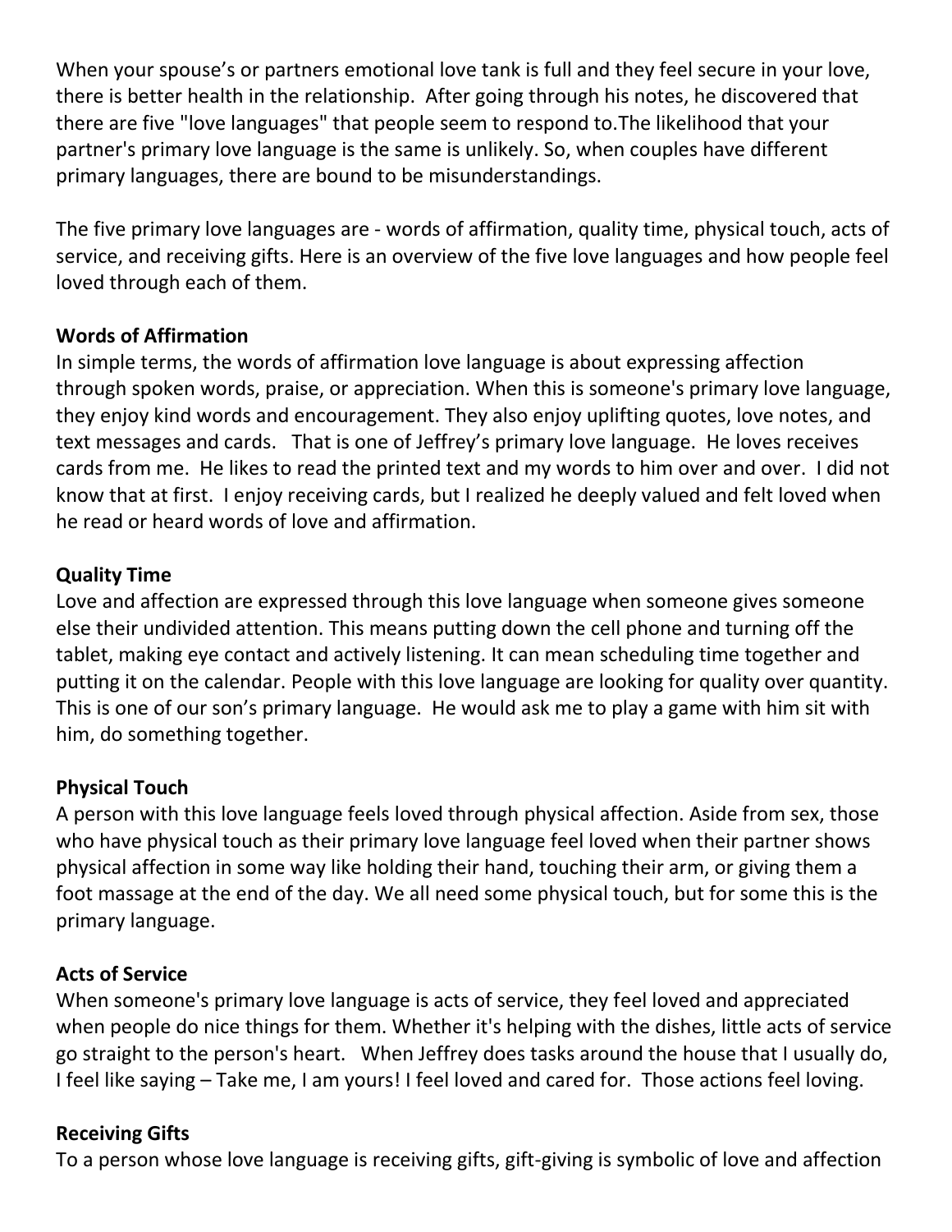When your spouse's or partners emotional love tank is full and they feel secure in your love, there is better health in the relationship. After going through his notes, he discovered that there are five "love languages" that people seem to respond to.The likelihood that your partner's primary love language is the same is unlikely. So, when couples have different primary languages, there are bound to be misunderstandings.

The five primary love languages are - words of affirmation, quality time, physical touch, acts of service, and receiving gifts. Here is an overview of the five love languages and how people feel loved through each of them.

**Words of Affirmation**

In simple terms, the words of affirmation love language is about expressing affection through spoken words, praise, or appreciation. When this is someone's primary love language, they enjoy kind words and encouragement. They also enjoy uplifting quotes, love notes, and text messages and cards. That is one of Jeffrey's primary love language. He loves receives cards from me. He likes to read the printed text and my words to him over and over. I did not know that at first. I enjoy receiving cards, but I realized he deeply valued and felt loved when he read or heard words of love and affirmation.

**Quality Time**

Love and affection are expressed through this love language when someone gives someone else their undivided attention. This means putting down the cell phone and turning off the tablet, making eye contact and actively listening. It can mean scheduling time together and putting it on the calendar. People with this love language are looking for quality over quantity. This is one of our son's primary language. He would ask me to play a game with him sit with him, do something together.

**Physical Touch**

A person with this love language feels loved through physical affection. Aside from sex, those who have physical touch as their primary love language feel loved when their partner shows physical affection in some way like holding their hand, touching their arm, or giving them a foot massage at the end of the day. We all need some physical touch, but for some this is the primary language.

**Acts of Service**

When someone's primary love language is acts of service, they feel loved and appreciated when people do nice things for them. Whether it's helping with the dishes, little acts of service go straight to the person's heart. When Jeffrey does tasks around the house that I usually do, I feel like saying – Take me, I am yours! I feel loved and cared for. Those actions feel loving.

**Receiving Gifts**

To a person whose love language is receiving gifts, gift-giving is symbolic of love and affection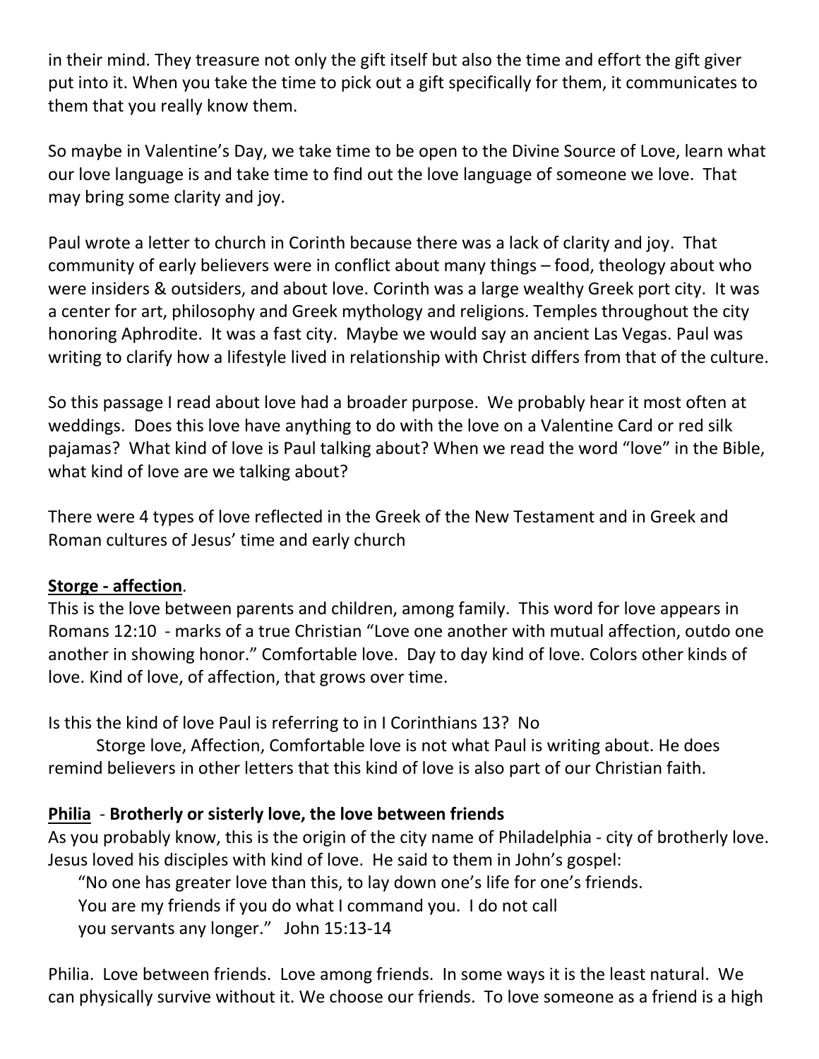in their mind. They treasure not only the gift itself but also the time and effort the gift giver put into it. When you take the time to pick out a gift specifically for them, it communicates to them that you really know them.

So maybe in Valentine's Day, we take time to be open to the Divine Source of Love, learn what our love language is and take time to find out the love language of someone we love. That may bring some clarity and joy.

Paul wrote a letter to church in Corinth because there was a lack of clarity and joy. That community of early believers were in conflict about many things – food, theology about who were insiders & outsiders, and about love. Corinth was a large wealthy Greek port city. It was a center for art, philosophy and Greek mythology and religions. Temples throughout the city honoring Aphrodite. It was a fast city. Maybe we would say an ancient Las Vegas. Paul was writing to clarify how a lifestyle lived in relationship with Christ differs from that of the culture.

So this passage I read about love had a broader purpose. We probably hear it most often at weddings. Does this love have anything to do with the love on a Valentine Card or red silk pajamas? What kind of love is Paul talking about? When we read the word "love" in the Bible, what kind of love are we talking about?

There were 4 types of love reflected in the Greek of the New Testament and in Greek and Roman cultures of Jesus' time and early church

**Storge - affection**.
This is the love between parents and children, among family. This word for love appears in Romans 12:10 - marks of a true Christian "Love one another with mutual affection, outdo one another in showing honor." Comfortable love. Day to day kind of love. Colors other kinds of love. Kind of love, of affection, that grows over time.

Is this the kind of love Paul is referring to in I Corinthians 13? No

Storge love, Affection, Comfortable love is not what Paul is writing about. He does remind believers in other letters that this kind of love is also part of our Christian faith.

**Philia - Brotherly or sisterly love, the love between friends**
As you probably know, this is the origin of the city name of Philadelphia - city of brotherly love. Jesus loved his disciples with kind of love. He said to them in John's gospel:

> "No one has greater love than this, to lay down one's life for one's friends.
> You are my friends if you do what I command you. I do not call
> you servants any longer." John 15:13-14

Philia. Love between friends. Love among friends. In some ways it is the least natural. We can physically survive without it. We choose our friends. To love someone as a friend is a high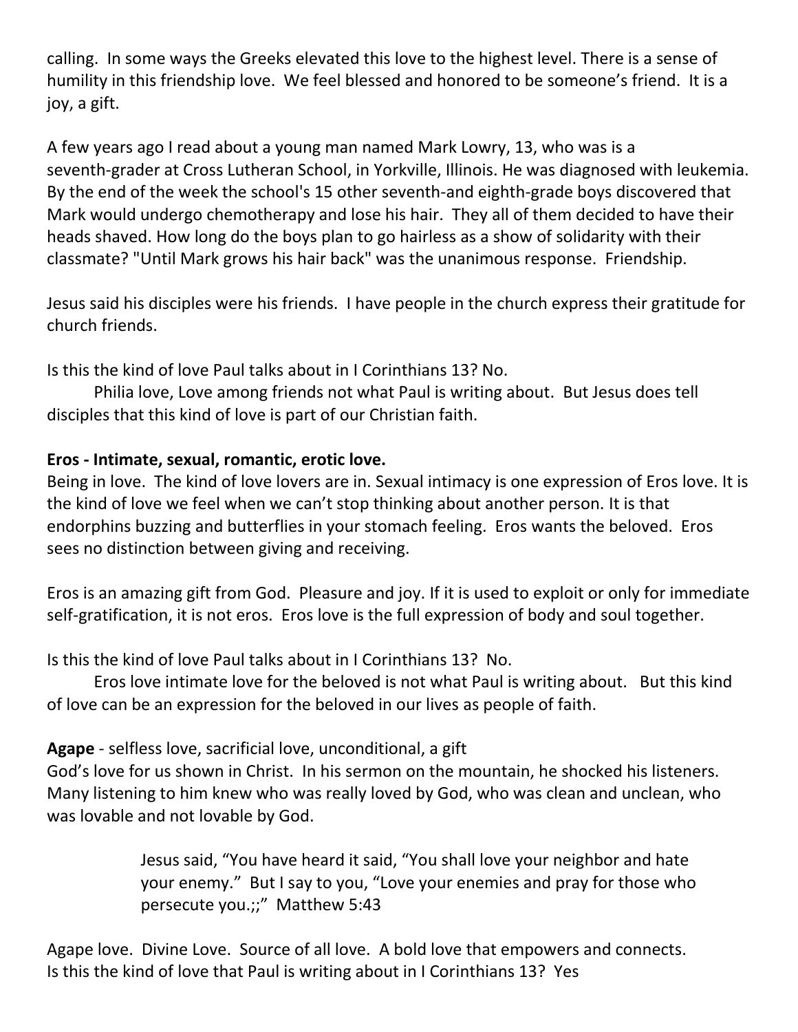calling. In some ways the Greeks elevated this love to the highest level. There is a sense of humility in this friendship love. We feel blessed and honored to be someone's friend. It is a joy, a gift.

A few years ago I read about a young man named Mark Lowry, 13, who was is a seventh-grader at Cross Lutheran School, in Yorkville, Illinois. He was diagnosed with leukemia. By the end of the week the school's 15 other seventh-and eighth-grade boys discovered that Mark would undergo chemotherapy and lose his hair. They all of them decided to have their heads shaved. How long do the boys plan to go hairless as a show of solidarity with their classmate? "Until Mark grows his hair back" was the unanimous response. Friendship.

Jesus said his disciples were his friends. I have people in the church express their gratitude for church friends.

Is this the kind of love Paul talks about in I Corinthians 13? No.

Philia love, Love among friends not what Paul is writing about. But Jesus does tell disciples that this kind of love is part of our Christian faith.

**Eros - Intimate, sexual, romantic, erotic love.**

Being in love. The kind of love lovers are in. Sexual intimacy is one expression of Eros love. It is the kind of love we feel when we can't stop thinking about another person. It is that endorphins buzzing and butterflies in your stomach feeling. Eros wants the beloved. Eros sees no distinction between giving and receiving.

Eros is an amazing gift from God. Pleasure and joy. If it is used to exploit or only for immediate self-gratification, it is not eros. Eros love is the full expression of body and soul together.

Is this the kind of love Paul talks about in I Corinthians 13? No.

Eros love intimate love for the beloved is not what Paul is writing about. But this kind of love can be an expression for the beloved in our lives as people of faith.

**Agape** - selfless love, sacrificial love, unconditional, a gift

God's love for us shown in Christ. In his sermon on the mountain, he shocked his listeners. Many listening to him knew who was really loved by God, who was clean and unclean, who was lovable and not lovable by God.

> Jesus said, "You have heard it said, "You shall love your neighbor and hate your enemy." But I say to you, "Love your enemies and pray for those who persecute you.;;" Matthew 5:43

Agape love. Divine Love. Source of all love. A bold love that empowers and connects.
Is this the kind of love that Paul is writing about in I Corinthians 13? Yes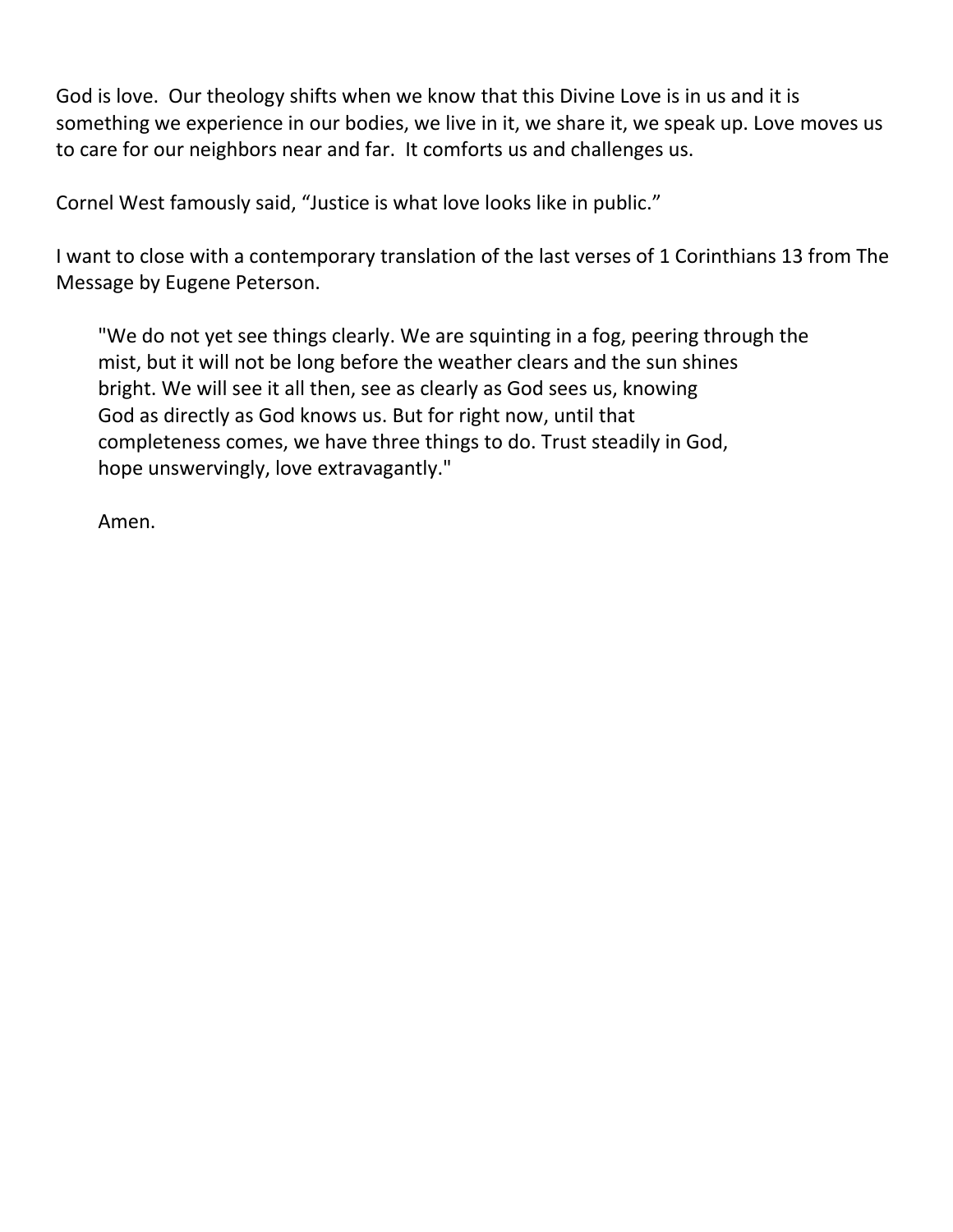God is love. Our theology shifts when we know that this Divine Love is in us and it is something we experience in our bodies, we live in it, we share it, we speak up. Love moves us to care for our neighbors near and far. It comforts us and challenges us.

Cornel West famously said, "Justice is what love looks like in public."

I want to close with a contemporary translation of the last verses of 1 Corinthians 13 from The Message by Eugene Peterson.

> "We do not yet see things clearly. We are squinting in a fog, peering through the mist, but it will not be long before the weather clears and the sun shines bright. We will see it all then, see as clearly as God sees us, knowing God as directly as God knows us. But for right now, until that completeness comes, we have three things to do. Trust steadily in God, hope unswervingly, love extravagantly."
>
> Amen.